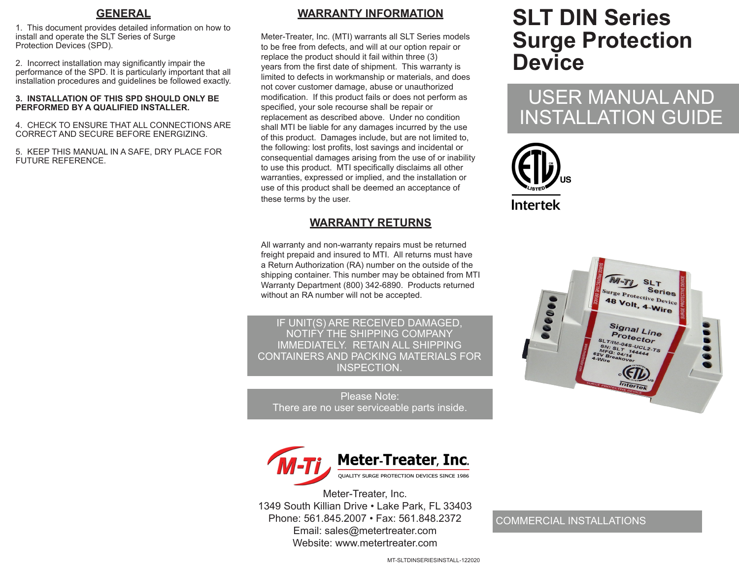## GENERAL

1. This document provides detailed information on how to install and operate the SLT Series of Surge Protection Devices (SPD).

2. Incorrect installation may significantly impair the performance of the SPD. It is particularly important that all installation procedures and guidelines be followed exactly.

**3. INSTALLATION OF THIS SPD SHOULD ONLY BE PERFORMED BY A QUALIFIED INSTALLER.**

4. CHECK TO ENSURE THAT ALL CONNECTIONS ARE CORRECT AND SECURE BEFORE ENERGIZING.

5. KEEP THIS MANUAL IN A SAFE, DRY PLACE FOR FUTURE REFERENCE.

## WARRANTY INFORMATION

Meter-Treater, Inc. (MTI) warrants all SLT Series models to be free from defects, and will at our option repair or replace the product should it fail within three (3) years from the first date of shipment. This warranty is limited to defects in workmanship or materials, and does not cover customer damage, abuse or unauthorized modification. If this product fails or does not perform as specified, your sole recourse shall be repair or replacement as described above. Under no condition shall MTI be liable for any damages incurred by the use of this product. Damages include, but are not limited to, the following: lost profits, lost savings and incidental or consequential damages arising from the use of or inability to use this product. MTI specifically disclaims all other warranties, expressed or implied, and the installation or use of this product shall be deemed an acceptance of these terms by the user.

## WARRANTY RETURNS

All warranty and non-warranty repairs must be returned freight prepaid and insured to MTI. All returns must have a Return Authorization (RA) number on the outside of the shipping container. This number may be obtained from MTI Warranty Department (800) 342-6890. Products returned without an RA number will not be accepted.

IF UNIT(S) ARE RECEIVED DAMAGED, NOTIFY THE SHIPPING COMPANY IMMEDIATELY. RETAIN ALL SHIPPING CONTAINERS AND PACKING MATERIALS FOR INSPECTION.

Please Note:
There are no user serviceable parts inside.

**Meter-Treater, Inc.**
QUALITY SURGE PROTECTION DEVICES SINCE 1986

Meter-Treater, Inc.
1349 South Killian Drive • Lake Park, FL 33403
Phone: 561.845.2007 • Fax: 561.848.2372
Email: sales@metertreater.com
Website: www.metertreater.com

MT-SLTDINSERIESINSTALL-122020

# SLT DIN Series Surge Protection Device

## USER MANUAL AND INSTALLATION GUIDE

COMMERCIAL INSTALLATIONS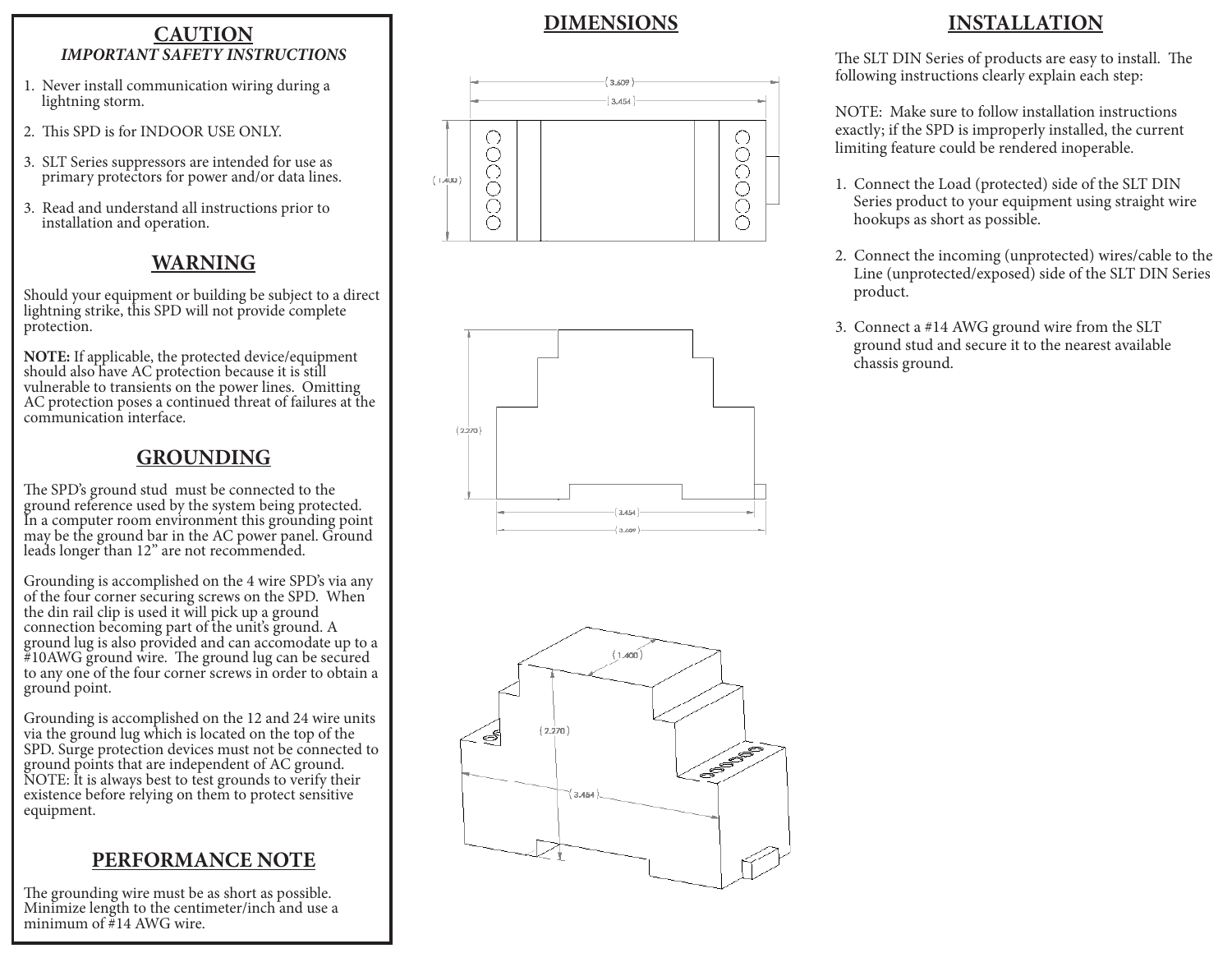## CAUTION

***IMPORTANT SAFETY INSTRUCTIONS***

1. Never install communication wiring during a lightning storm.
2. This SPD is for INDOOR USE ONLY.
3. SLT Series suppressors are intended for use as primary protectors for power and/or data lines.
3. Read and understand all instructions prior to installation and operation.

## WARNING

Should your equipment or building be subject to a direct lightning strike, this SPD will not provide complete protection.

**NOTE:** If applicable, the protected device/equipment should also have AC protection because it is still vulnerable to transients on the power lines. Omitting AC protection poses a continued threat of failures at the communication interface.

## GROUNDING

The SPD's ground stud must be connected to the ground reference used by the system being protected. In a computer room environment this grounding point may be the ground bar in the AC power panel. Ground leads longer than 12" are not recommended.

Grounding is accomplished on the 4 wire SPD's via any of the four corner securing screws on the SPD. When the din rail clip is used it will pick up a ground connection becoming part of the unit's ground. A ground lug is also provided and can accomodate up to a #10AWG ground wire. The ground lug can be secured to any one of the four corner screws in order to obtain a ground point.

Grounding is accomplished on the 12 and 24 wire units via the ground lug which is located on the top of the SPD. Surge protection devices must not be connected to ground points that are independent of AC ground. NOTE: It is always best to test grounds to verify their existence before relying on them to protect sensitive equipment.

## PERFORMANCE NOTE

The grounding wire must be as short as possible. Minimize length to the centimeter/inch and use a minimum of #14 AWG wire.

## DIMENSIONS

3.609
3.454
1.400

2.270
3.454
3.609

1.400
2.270
3.454

## INSTALLATION

The SLT DIN Series of products are easy to install. The following instructions clearly explain each step:

NOTE: Make sure to follow installation instructions exactly; if the SPD is improperly installed, the current limiting feature could be rendered inoperable.

1. Connect the Load (protected) side of the SLT DIN Series product to your equipment using straight wire hookups as short as possible.
2. Connect the incoming (unprotected) wires/cable to the Line (unprotected/exposed) side of the SLT DIN Series product.
3. Connect a #14 AWG ground wire from the SLT ground stud and secure it to the nearest available chassis ground.